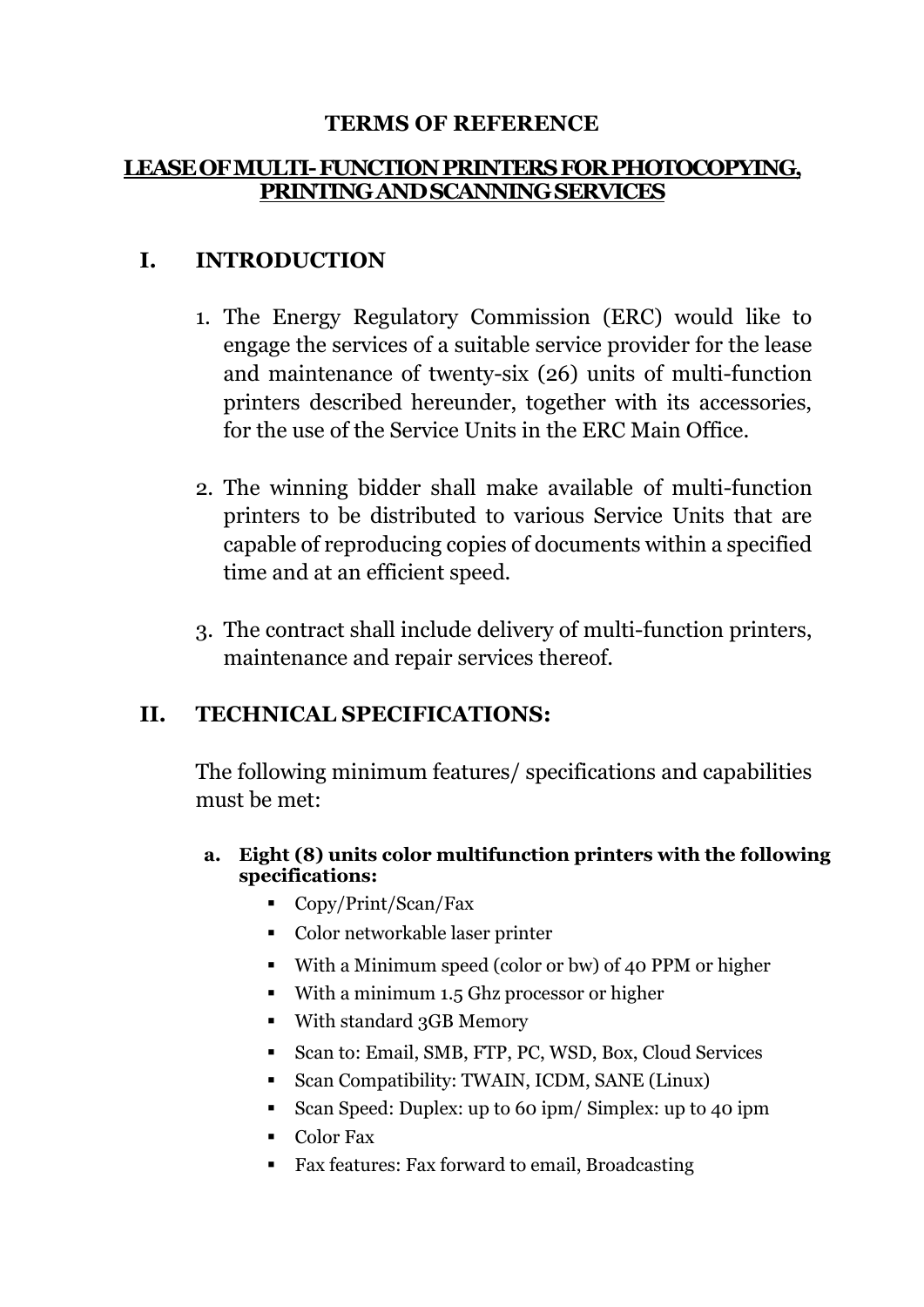# TERMS OF REFERENCE

## LEASE OF MULTI-FUNCTION PRINTERS FOR PHOTOCOPYING, PRINTING AND SCANNING SERVICES

## I. INTRODUCTION

1. The Energy Regulatory Commission (ERC) would like to engage the services of a suitable service provider for the lease and maintenance of twenty-six (26) units of multi-function printers described hereunder, together with its accessories, for the use of the Service Units in the ERC Main Office.

2. The winning bidder shall make available of multi-function printers to be distributed to various Service Units that are capable of reproducing copies of documents within a specified time and at an efficient speed.

3. The contract shall include delivery of multi-function printers, maintenance and repair services thereof.

## II. TECHNICAL SPECIFICATIONS:

The following minimum features/ specifications and capabilities must be met:

**a. Eight (8) units color multifunction printers with the following specifications:**

- Copy/Print/Scan/Fax
- Color networkable laser printer
- With a Minimum speed (color or bw) of 40 PPM or higher
- With a minimum 1.5 Ghz processor or higher
- With standard 3GB Memory
- Scan to: Email, SMB, FTP, PC, WSD, Box, Cloud Services
- Scan Compatibility: TWAIN, ICDM, SANE (Linux)
- Scan Speed: Duplex: up to 60 ipm/ Simplex: up to 40 ipm
- Color Fax
- Fax features: Fax forward to email, Broadcasting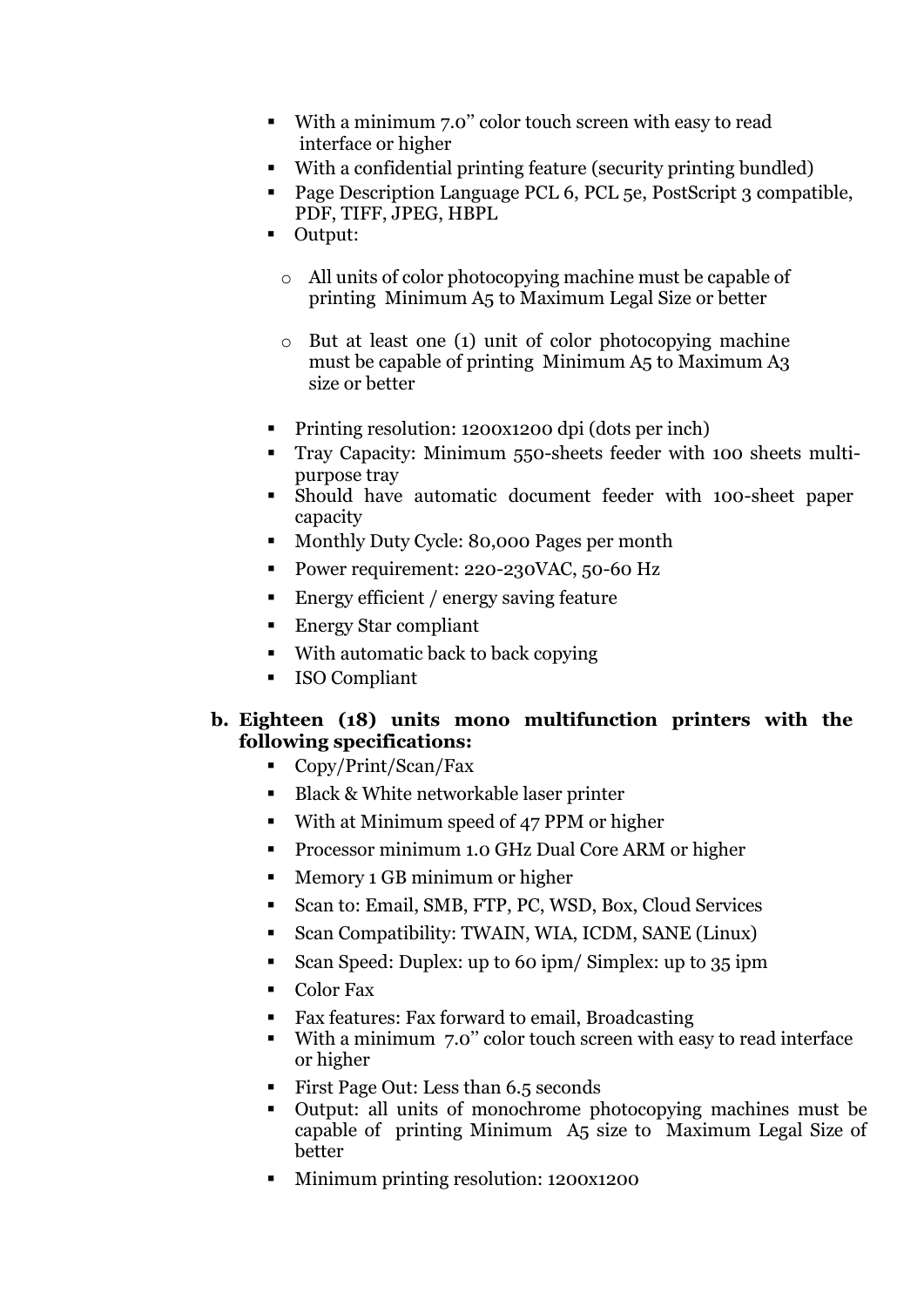- With a minimum 7.0" color touch screen with easy to read interface or higher
- With a confidential printing feature (security printing bundled)
- Page Description Language PCL 6, PCL 5e, PostScript 3 compatible, PDF, TIFF, JPEG, HBPL
- Output:
  - All units of color photocopying machine must be capable of printing Minimum A5 to Maximum Legal Size or better
  - But at least one (1) unit of color photocopying machine must be capable of printing Minimum A5 to Maximum A3 size or better
- Printing resolution: 1200x1200 dpi (dots per inch)
- Tray Capacity: Minimum 550-sheets feeder with 100 sheets multi-purpose tray
- Should have automatic document feeder with 100-sheet paper capacity
- Monthly Duty Cycle: 80,000 Pages per month
- Power requirement: 220-230VAC, 50-60 Hz
- Energy efficient / energy saving feature
- Energy Star compliant
- With automatic back to back copying
- ISO Compliant

**b. Eighteen (18) units mono multifunction printers with the following specifications:**

- Copy/Print/Scan/Fax
- Black & White networkable laser printer
- With at Minimum speed of 47 PPM or higher
- Processor minimum 1.0 GHz Dual Core ARM or higher
- Memory 1 GB minimum or higher
- Scan to: Email, SMB, FTP, PC, WSD, Box, Cloud Services
- Scan Compatibility: TWAIN, WIA, ICDM, SANE (Linux)
- Scan Speed: Duplex: up to 60 ipm/ Simplex: up to 35 ipm
- Color Fax
- Fax features: Fax forward to email, Broadcasting
- With a minimum 7.0" color touch screen with easy to read interface or higher
- First Page Out: Less than 6.5 seconds
- Output: all units of monochrome photocopying machines must be capable of printing Minimum A5 size to Maximum Legal Size of better
- Minimum printing resolution: 1200x1200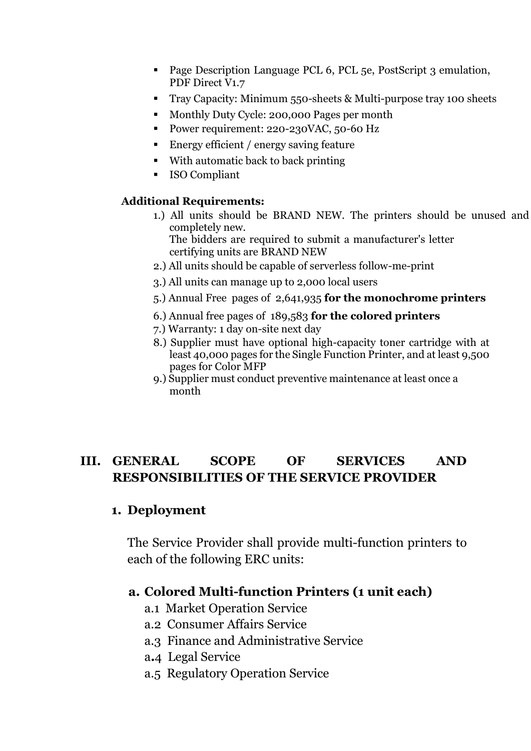- Page Description Language PCL 6, PCL 5e, PostScript 3 emulation, PDF Direct V1.7
- Tray Capacity: Minimum 550-sheets & Multi-purpose tray 100 sheets
- Monthly Duty Cycle: 200,000 Pages per month
- Power requirement: 220-230VAC, 50-60 Hz
- Energy efficient / energy saving feature
- With automatic back to back printing
- ISO Compliant

**Additional Requirements:**

1.) All units should be BRAND NEW. The printers should be unused and completely new.
The bidders are required to submit a manufacturer's letter certifying units are BRAND NEW

2.) All units should be capable of serverless follow-me-print

3.) All units can manage up to 2,000 local users

5.) Annual Free pages of 2,641,935 **for the monochrome printers**

6.) Annual free pages of 189,583 **for the colored printers**

7.) Warranty: 1 day on-site next day

8.) Supplier must have optional high-capacity toner cartridge with at least 40,000 pages for the Single Function Printer, and at least 9,500 pages for Color MFP

9.) Supplier must conduct preventive maintenance at least once a month

## III. GENERAL SCOPE OF SERVICES AND RESPONSIBILITIES OF THE SERVICE PROVIDER

### 1. Deployment

The Service Provider shall provide multi-function printers to each of the following ERC units:

#### a. Colored Multi-function Printers (1 unit each)

a.1 Market Operation Service
a.2 Consumer Affairs Service
a.3 Finance and Administrative Service
a.4 Legal Service
a.5 Regulatory Operation Service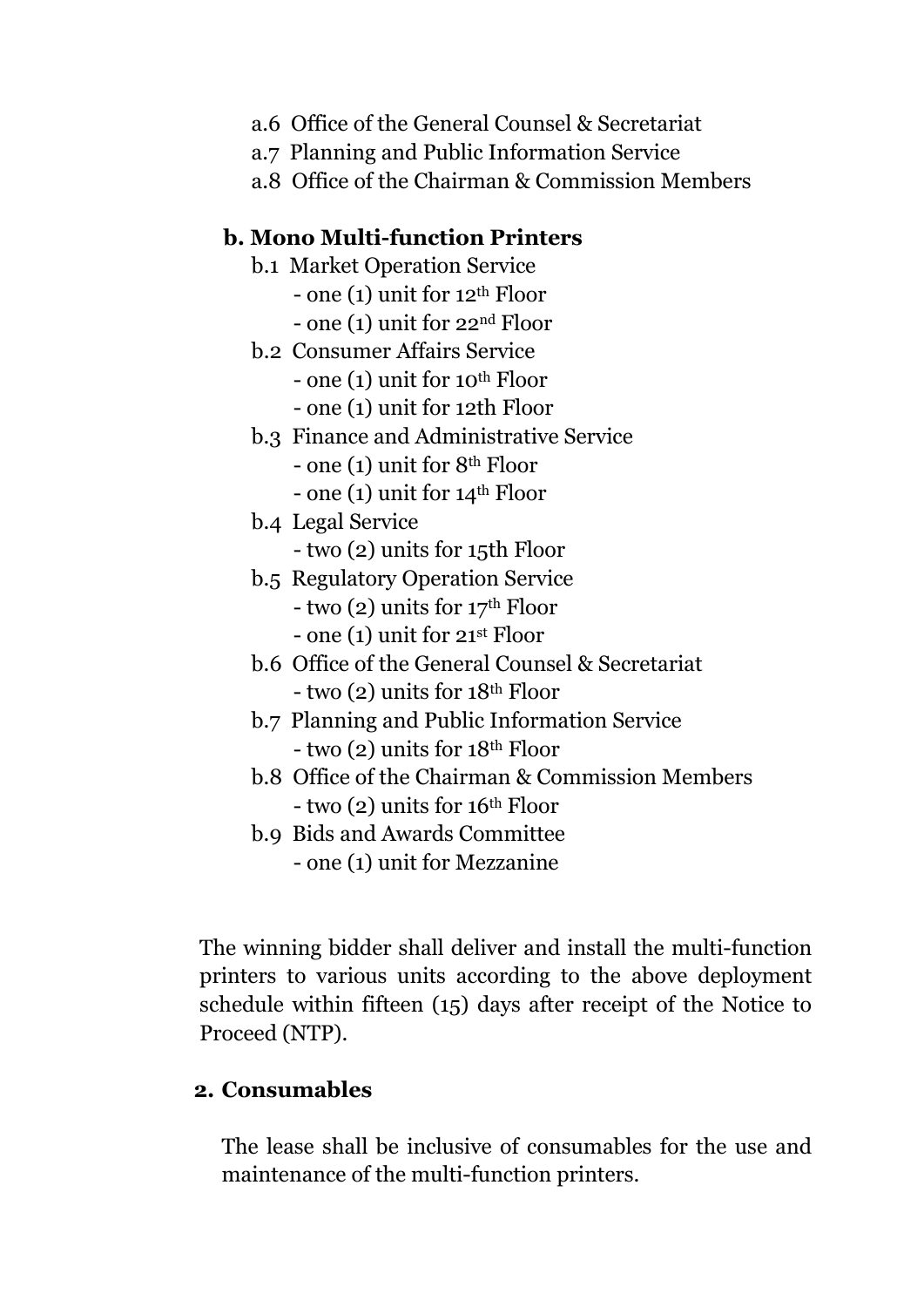- a.6 Office of the General Counsel & Secretariat
- a.7 Planning and Public Information Service
- a.8 Office of the Chairman & Commission Members

**b. Mono Multi-function Printers**

- b.1 Market Operation Service
  - one (1) unit for 12th Floor
  - one (1) unit for 22nd Floor
- b.2 Consumer Affairs Service
  - one (1) unit for 10th Floor
  - one (1) unit for 12th Floor
- b.3 Finance and Administrative Service
  - one (1) unit for 8th Floor
  - one (1) unit for 14th Floor
- b.4 Legal Service
  - two (2) units for 15th Floor
- b.5 Regulatory Operation Service
  - two (2) units for 17th Floor
  - one (1) unit for 21st Floor
- b.6 Office of the General Counsel & Secretariat
  - two (2) units for 18th Floor
- b.7 Planning and Public Information Service
  - two (2) units for 18th Floor
- b.8 Office of the Chairman & Commission Members
  - two (2) units for 16th Floor
- b.9 Bids and Awards Committee
  - one (1) unit for Mezzanine

The winning bidder shall deliver and install the multi-function printers to various units according to the above deployment schedule within fifteen (15) days after receipt of the Notice to Proceed (NTP).

**2. Consumables**

The lease shall be inclusive of consumables for the use and maintenance of the multi-function printers.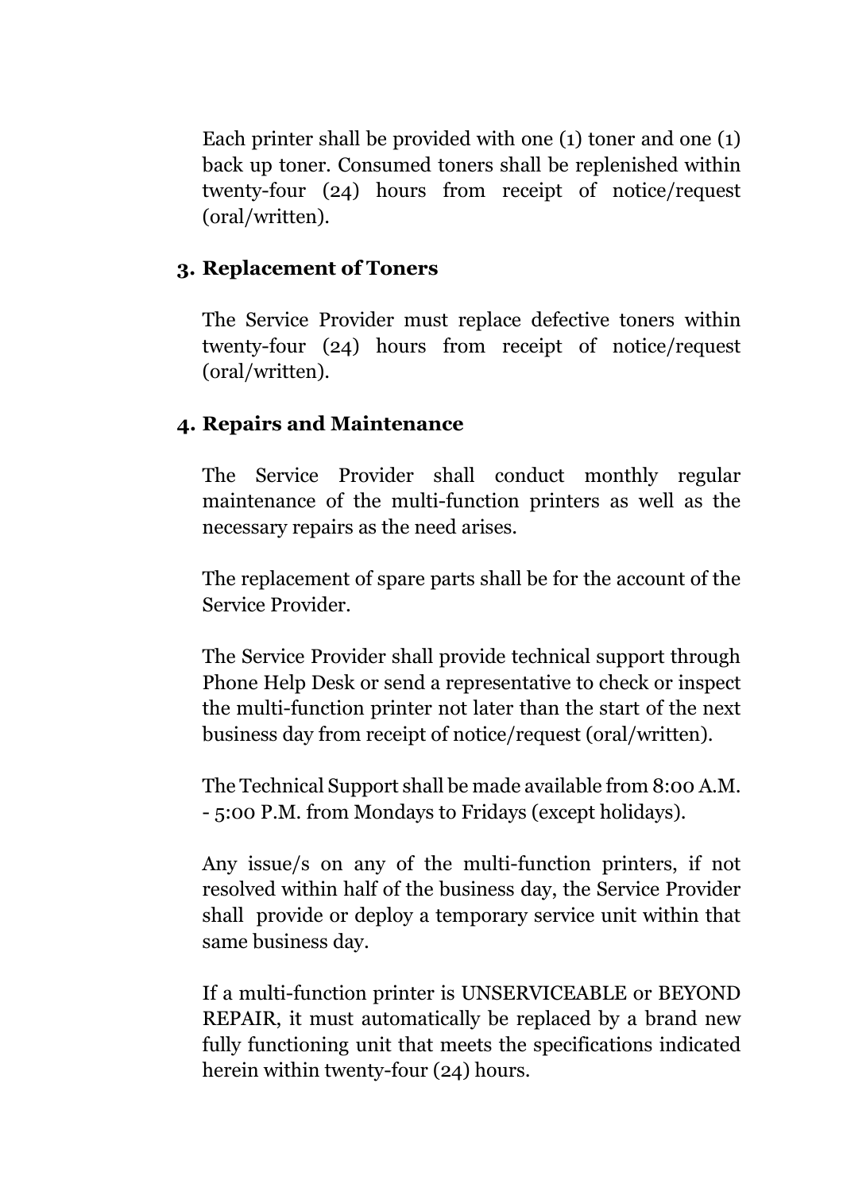Each printer shall be provided with one (1) toner and one (1) back up toner. Consumed toners shall be replenished within twenty-four (24) hours from receipt of notice/request (oral/written).

**3. Replacement of Toners**

The Service Provider must replace defective toners within twenty-four (24) hours from receipt of notice/request (oral/written).

**4. Repairs and Maintenance**

The Service Provider shall conduct monthly regular maintenance of the multi-function printers as well as the necessary repairs as the need arises.

The replacement of spare parts shall be for the account of the Service Provider.

The Service Provider shall provide technical support through Phone Help Desk or send a representative to check or inspect the multi-function printer not later than the start of the next business day from receipt of notice/request (oral/written).

The Technical Support shall be made available from 8:00 A.M. - 5:00 P.M. from Mondays to Fridays (except holidays).

Any issue/s on any of the multi-function printers, if not resolved within half of the business day, the Service Provider shall provide or deploy a temporary service unit within that same business day.

If a multi-function printer is UNSERVICEABLE or BEYOND REPAIR, it must automatically be replaced by a brand new fully functioning unit that meets the specifications indicated herein within twenty-four (24) hours.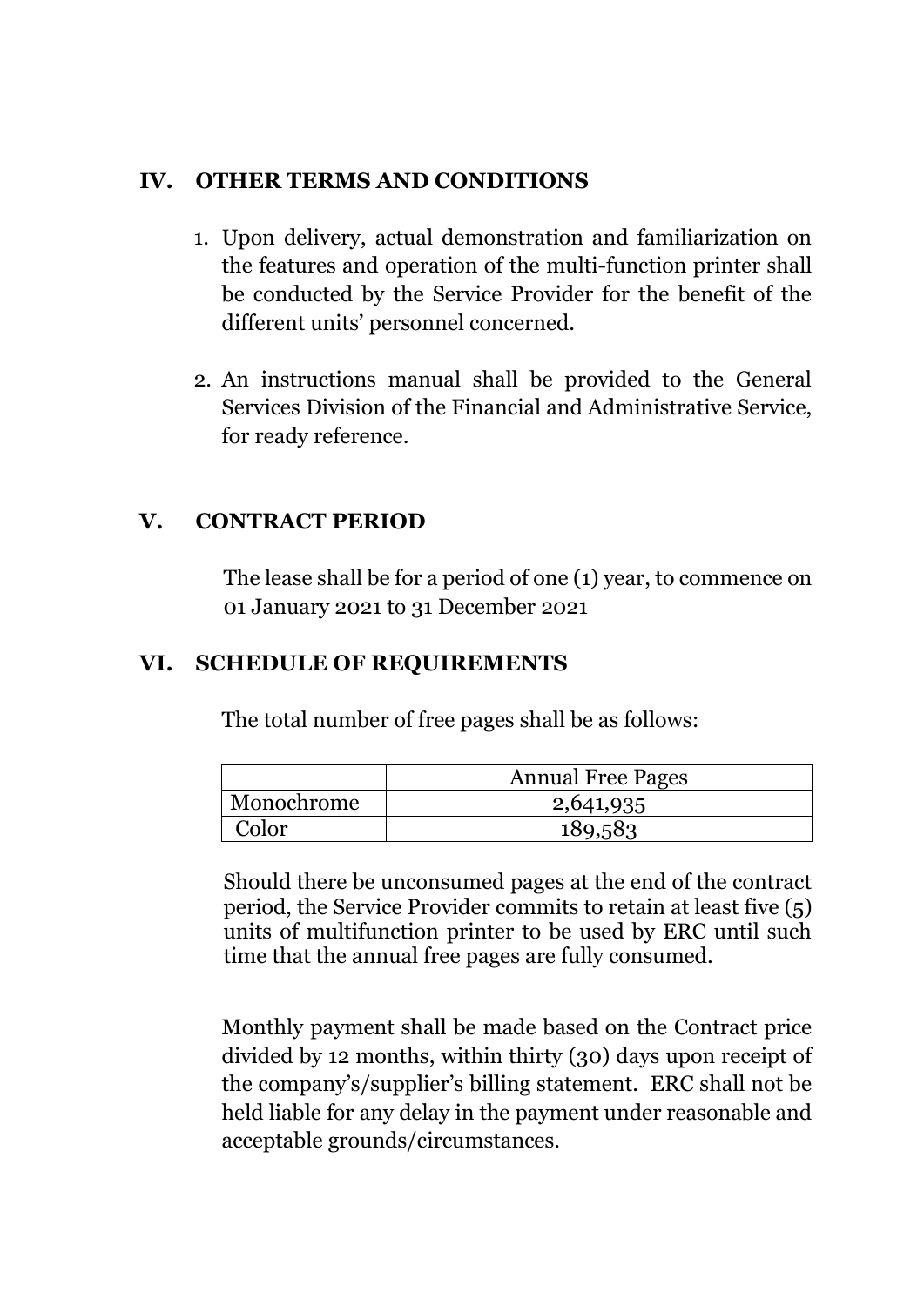## IV. OTHER TERMS AND CONDITIONS

1. Upon delivery, actual demonstration and familiarization on the features and operation of the multi-function printer shall be conducted by the Service Provider for the benefit of the different units' personnel concerned.

2. An instructions manual shall be provided to the General Services Division of the Financial and Administrative Service, for ready reference.

## V. CONTRACT PERIOD

The lease shall be for a period of one (1) year, to commence on 01 January 2021 to 31 December 2021

## VI. SCHEDULE OF REQUIREMENTS

The total number of free pages shall be as follows:

| | Annual Free Pages |
|---|---|
| Monochrome | 2,641,935 |
| Color | 189,583 |

Should there be unconsumed pages at the end of the contract period, the Service Provider commits to retain at least five (5) units of multifunction printer to be used by ERC until such time that the annual free pages are fully consumed.

Monthly payment shall be made based on the Contract price divided by 12 months, within thirty (30) days upon receipt of the company's/supplier's billing statement. ERC shall not be held liable for any delay in the payment under reasonable and acceptable grounds/circumstances.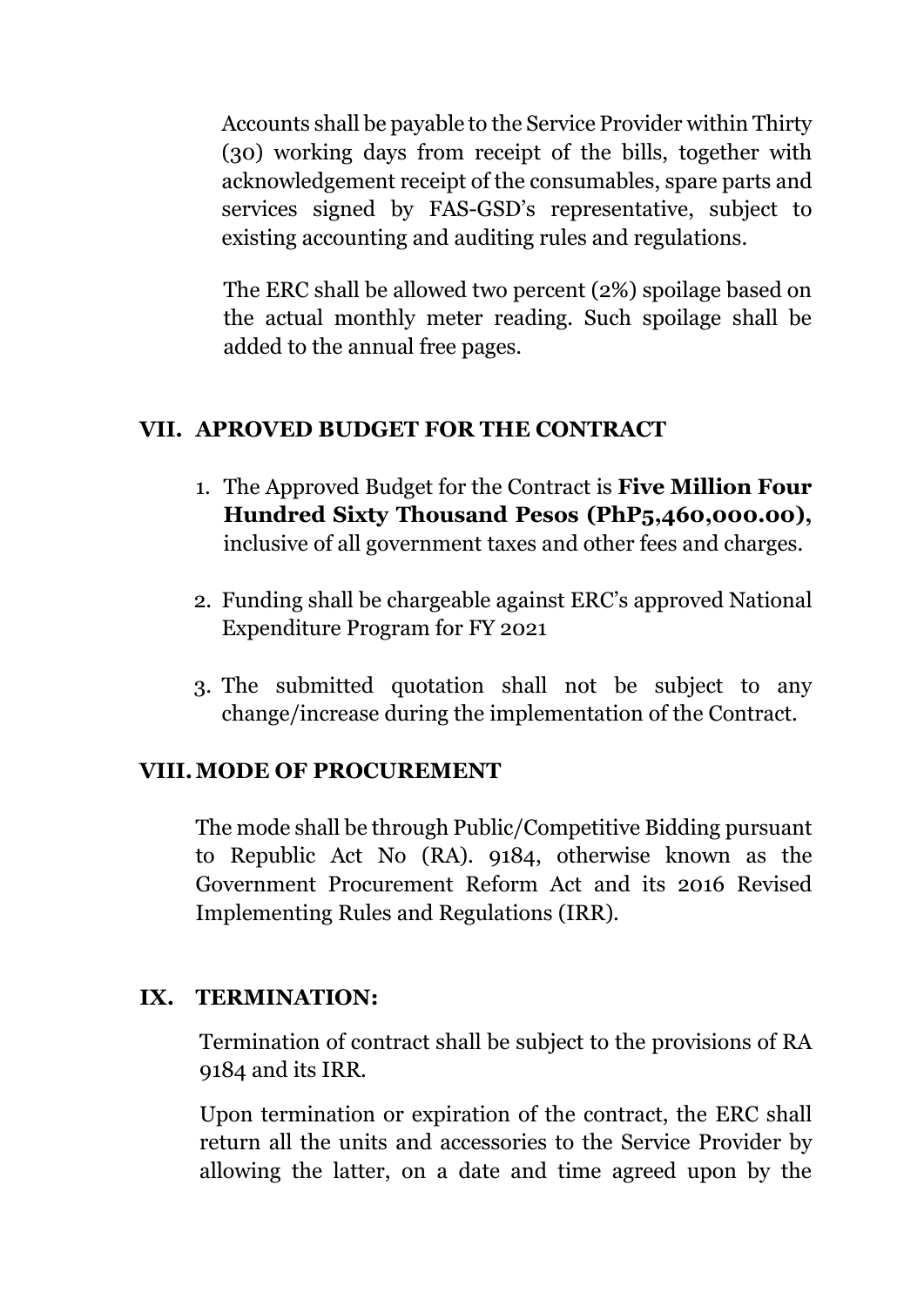Accounts shall be payable to the Service Provider within Thirty (30) working days from receipt of the bills, together with acknowledgement receipt of the consumables, spare parts and services signed by FAS-GSD's representative, subject to existing accounting and auditing rules and regulations.

The ERC shall be allowed two percent (2%) spoilage based on the actual monthly meter reading. Such spoilage shall be added to the annual free pages.

## VII. APROVED BUDGET FOR THE CONTRACT

1. The Approved Budget for the Contract is **Five Million Four Hundred Sixty Thousand Pesos (PhP5,460,000.00),** inclusive of all government taxes and other fees and charges.
2. Funding shall be chargeable against ERC's approved National Expenditure Program for FY 2021
3. The submitted quotation shall not be subject to any change/increase during the implementation of the Contract.

## VIII. MODE OF PROCUREMENT

The mode shall be through Public/Competitive Bidding pursuant to Republic Act No (RA). 9184, otherwise known as the Government Procurement Reform Act and its 2016 Revised Implementing Rules and Regulations (IRR).

## IX. TERMINATION:

Termination of contract shall be subject to the provisions of RA 9184 and its IRR.

Upon termination or expiration of the contract, the ERC shall return all the units and accessories to the Service Provider by allowing the latter, on a date and time agreed upon by the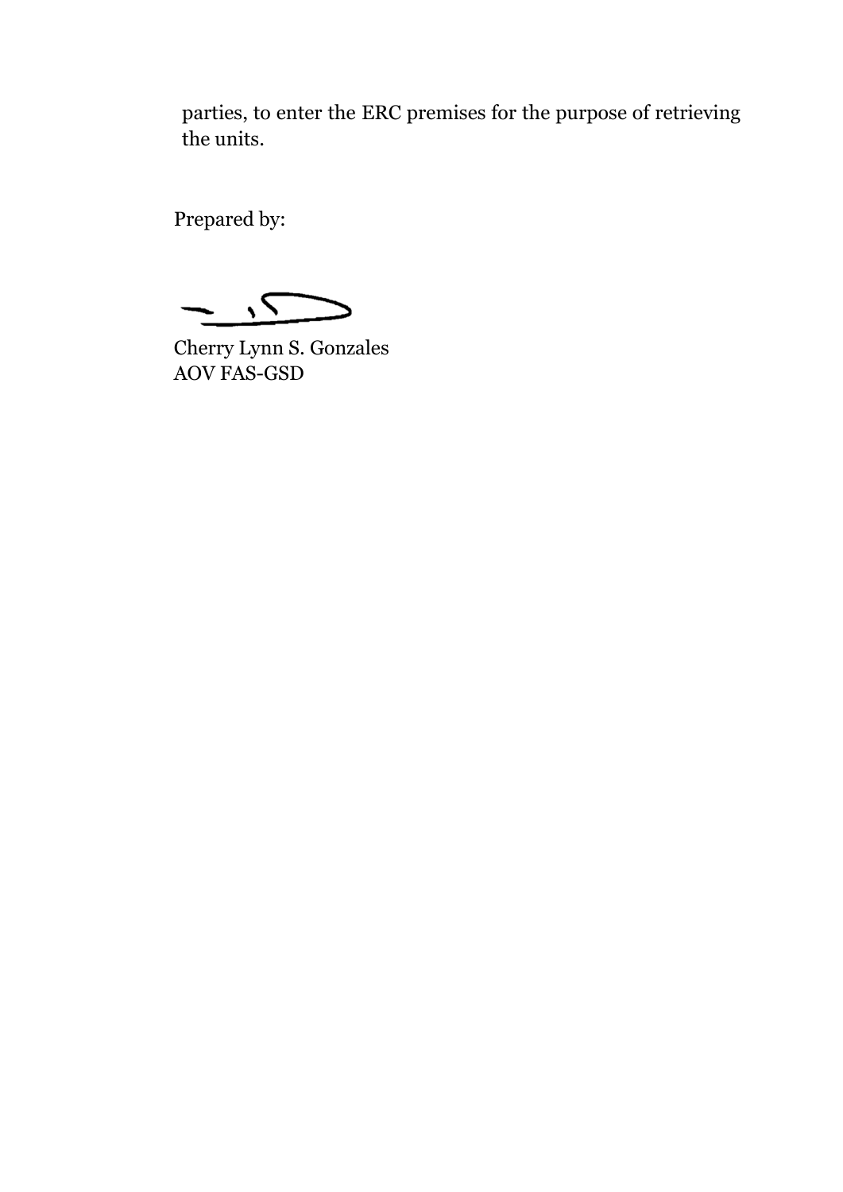parties, to enter the ERC premises for the purpose of retrieving the units.

Prepared by:

Cherry Lynn S. Gonzales
AOV FAS-GSD